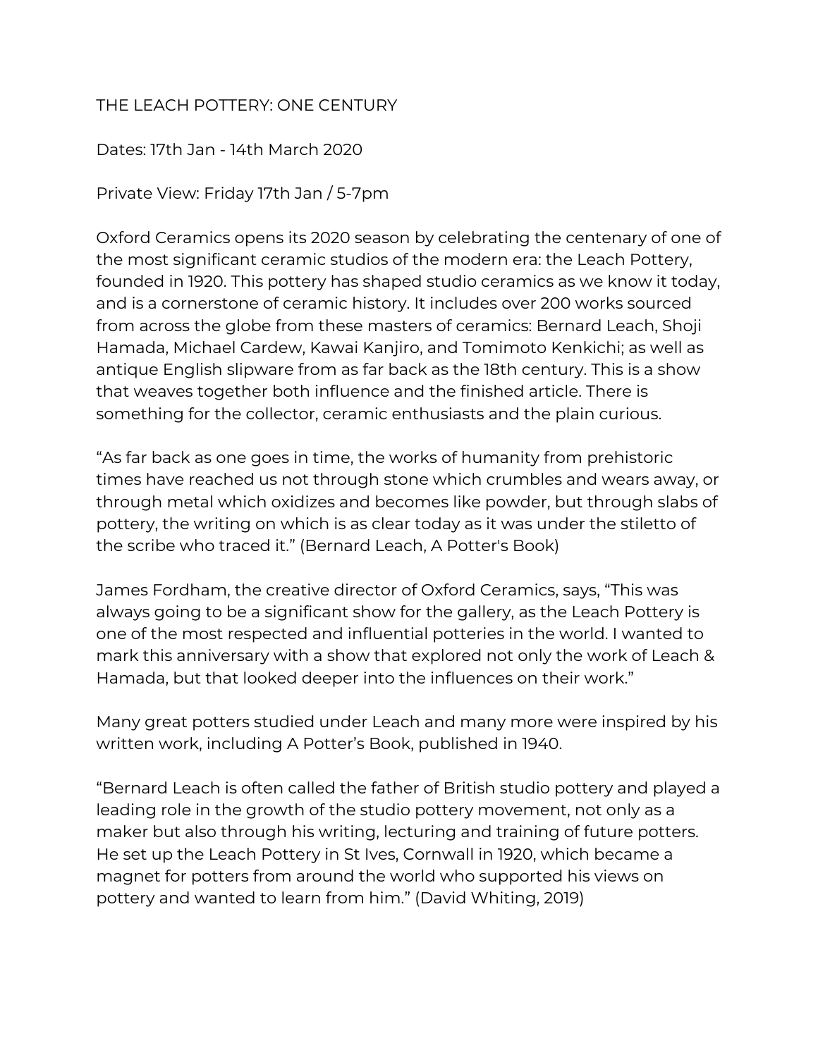# THE LEACH POTTERY: ONE CENTURY

Dates: 17th Jan - 14th March 2020

Private View: Friday 17th Jan / 5-7pm

Oxford Ceramics opens its 2020 season by celebrating the centenary of one of the most significant ceramic studios of the modern era: the Leach Pottery, founded in 1920. This pottery has shaped studio ceramics as we know it today, and is a cornerstone of ceramic history. It includes over 200 works sourced from across the globe from these masters of ceramics: Bernard Leach, Shoji Hamada, Michael Cardew, Kawai Kanjiro, and Tomimoto Kenkichi; as well as antique English slipware from as far back as the 18th century. This is a show that weaves together both influence and the finished article. There is something for the collector, ceramic enthusiasts and the plain curious.

"As far back as one goes in time, the works of humanity from prehistoric times have reached us not through stone which crumbles and wears away, or through metal which oxidizes and becomes like powder, but through slabs of pottery, the writing on which is as clear today as it was under the stiletto of the scribe who traced it." (Bernard Leach, A Potter's Book)

James Fordham, the creative director of Oxford Ceramics, says, "This was always going to be a significant show for the gallery, as the Leach Pottery is one of the most respected and influential potteries in the world. I wanted to mark this anniversary with a show that explored not only the work of Leach & Hamada, but that looked deeper into the influences on their work."

Many great potters studied under Leach and many more were inspired by his written work, including A Potter's Book, published in 1940.

"Bernard Leach is often called the father of British studio pottery and played a leading role in the growth of the studio pottery movement, not only as a maker but also through his writing, lecturing and training of future potters. He set up the Leach Pottery in St Ives, Cornwall in 1920, which became a magnet for potters from around the world who supported his views on pottery and wanted to learn from him." (David Whiting, 2019)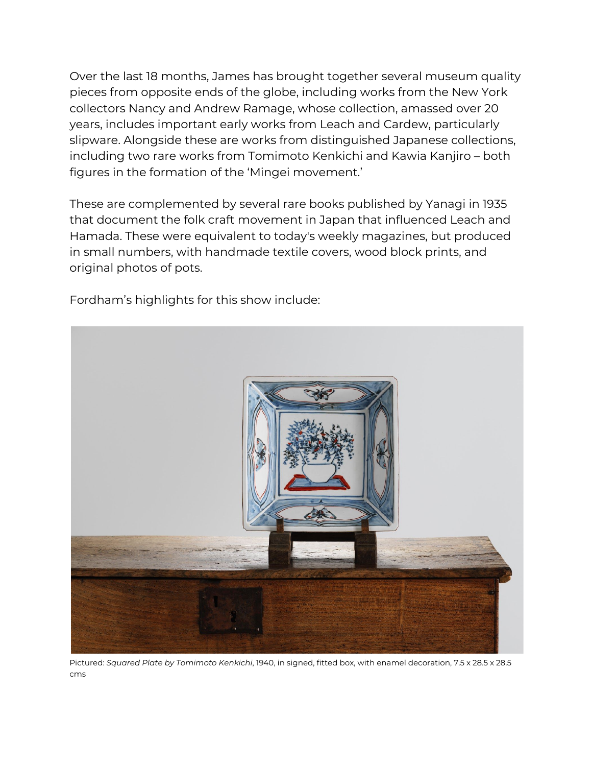Over the last 18 months, James has brought together several museum quality pieces from opposite ends of the globe, including works from the New York collectors Nancy and Andrew Ramage, whose collection, amassed over 20 years, includes important early works from Leach and Cardew, particularly slipware. Alongside these are works from distinguished Japanese collections, including two rare works from Tomimoto Kenkichi and Kawia Kanjiro – both figures in the formation of the 'Mingei movement.'

These are complemented by several rare books published by Yanagi in 1935 that document the folk craft movement in Japan that influenced Leach and Hamada. These were equivalent to today's weekly magazines, but produced in small numbers, with handmade textile covers, wood block prints, and original photos of pots.

Fordham's highlights for this show include:

Pictured: *Squared Plate by Tomimoto Kenkichi*, 1940, in signed, fitted box, with enamel decoration, 7.5 x 28.5 x 28.5 cms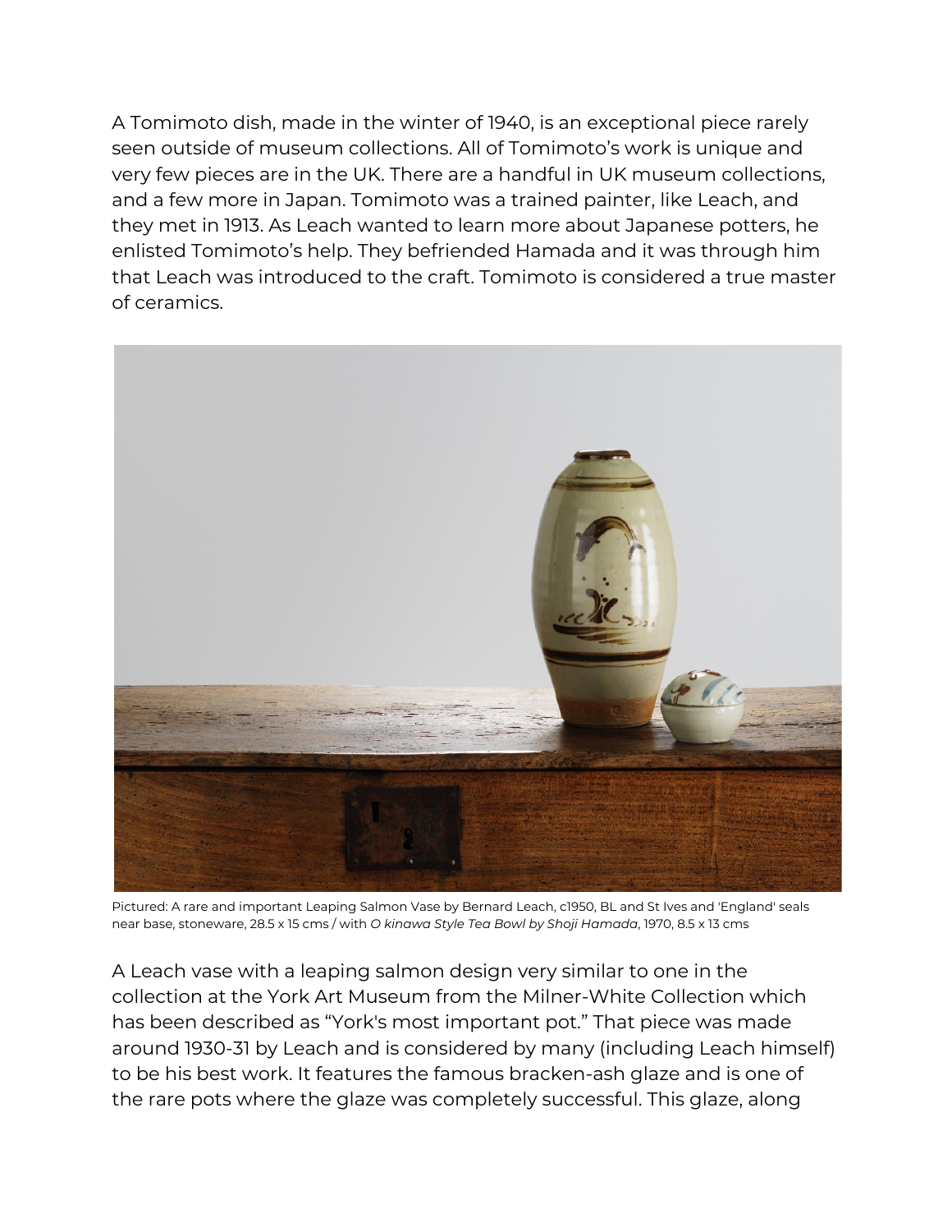A Tomimoto dish, made in the winter of 1940, is an exceptional piece rarely seen outside of museum collections. All of Tomimoto's work is unique and very few pieces are in the UK. There are a handful in UK museum collections, and a few more in Japan. Tomimoto was a trained painter, like Leach, and they met in 1913. As Leach wanted to learn more about Japanese potters, he enlisted Tomimoto's help. They befriended Hamada and it was through him that Leach was introduced to the craft. Tomimoto is considered a true master of ceramics.

Pictured: A rare and important Leaping Salmon Vase by Bernard Leach, c1950, BL and St Ives and 'England' seals near base, stoneware, 28.5 x 15 cms / with *O kinawa Style Tea Bowl by Shoji Hamada*, 1970, 8.5 x 13 cms

A Leach vase with a leaping salmon design very similar to one in the collection at the York Art Museum from the Milner-White Collection which has been described as "York's most important pot." That piece was made around 1930-31 by Leach and is considered by many (including Leach himself) to be his best work. It features the famous bracken-ash glaze and is one of the rare pots where the glaze was completely successful. This glaze, along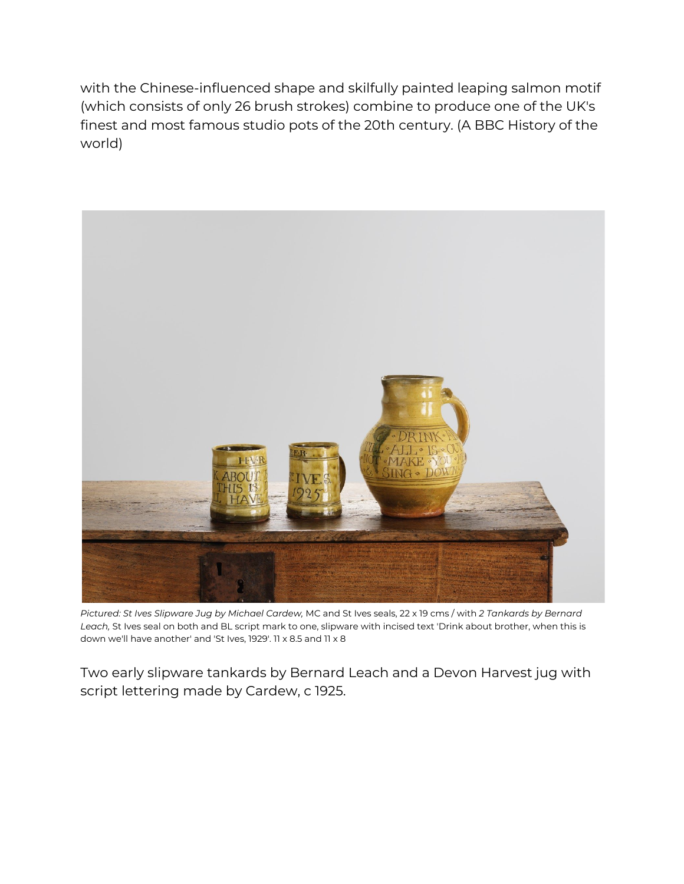with the Chinese-influenced shape and skilfully painted leaping salmon motif (which consists of only 26 brush strokes) combine to produce one of the UK's finest and most famous studio pots of the 20th century. (A BBC History of the world)

*Pictured: St Ives Slipware Jug by Michael Cardew,* MC and St Ives seals, 22 x 19 cms / with *2 Tankards by Bernard Leach,* St Ives seal on both and BL script mark to one, slipware with incised text 'Drink about brother, when this is down we'll have another' and 'St Ives, 1929'. 11 x 8.5 and 11 x 8

Two early slipware tankards by Bernard Leach and a Devon Harvest jug with script lettering made by Cardew, c 1925.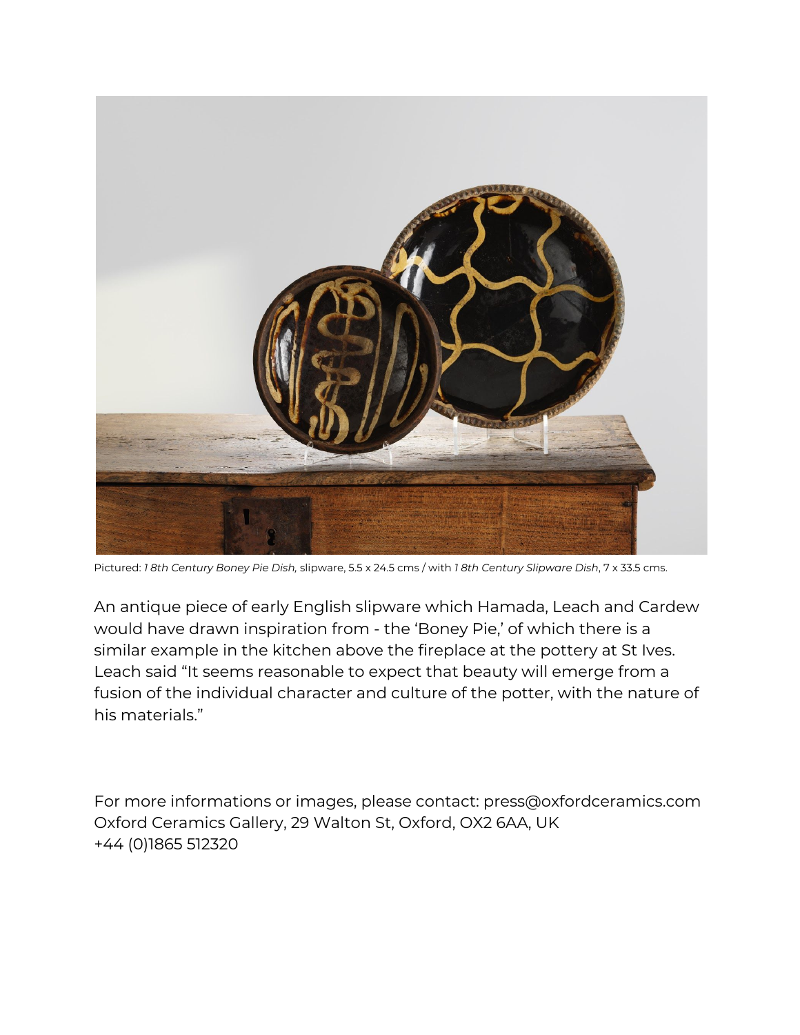Pictured: *18th Century Boney Pie Dish,* slipware, 5.5 x 24.5 cms / with *18th Century Slipware Dish*, 7 x 33.5 cms.

An antique piece of early English slipware which Hamada, Leach and Cardew would have drawn inspiration from - the 'Boney Pie,' of which there is a similar example in the kitchen above the fireplace at the pottery at St Ives. Leach said "It seems reasonable to expect that beauty will emerge from a fusion of the individual character and culture of the potter, with the nature of his materials."

For more informations or images, please contact: press@oxfordceramics.com
Oxford Ceramics Gallery, 29 Walton St, Oxford, OX2 6AA, UK
+44 (0)1865 512320